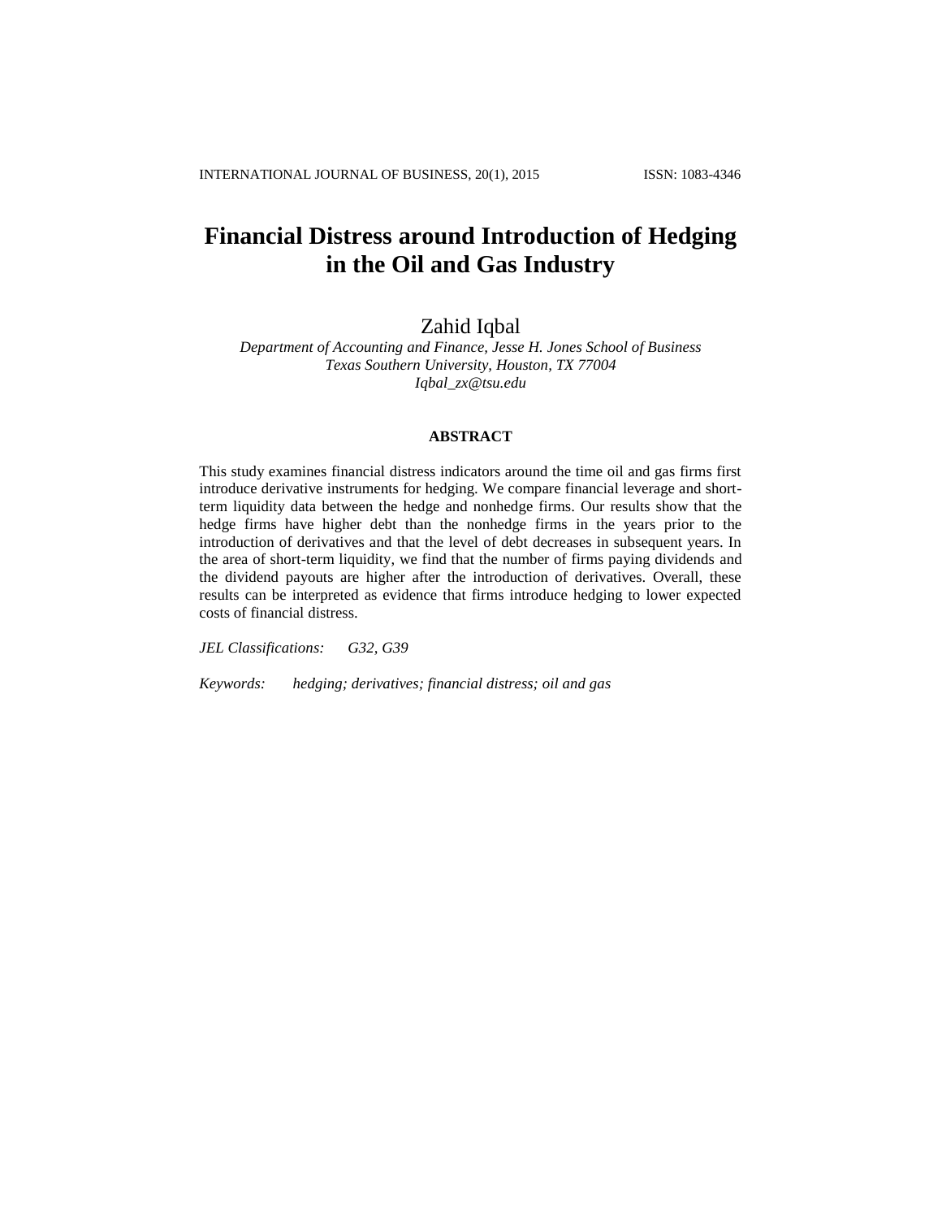# Financial Distress around Introduction of Hedging in the Oil and Gas Industry

Zahid Iqbal

*Department of Accounting and Finance, Jesse H. Jones School of Business*
*Texas Southern University, Houston, TX 77004*
*Iqbal_zx@tsu.edu*

## ABSTRACT

This study examines financial distress indicators around the time oil and gas firms first introduce derivative instruments for hedging. We compare financial leverage and short-term liquidity data between the hedge and nonhedge firms. Our results show that the hedge firms have higher debt than the nonhedge firms in the years prior to the introduction of derivatives and that the level of debt decreases in subsequent years. In the area of short-term liquidity, we find that the number of firms paying dividends and the dividend payouts are higher after the introduction of derivatives. Overall, these results can be interpreted as evidence that firms introduce hedging to lower expected costs of financial distress.

*JEL Classifications:* *G32, G39*

*Keywords:* *hedging; derivatives; financial distress; oil and gas*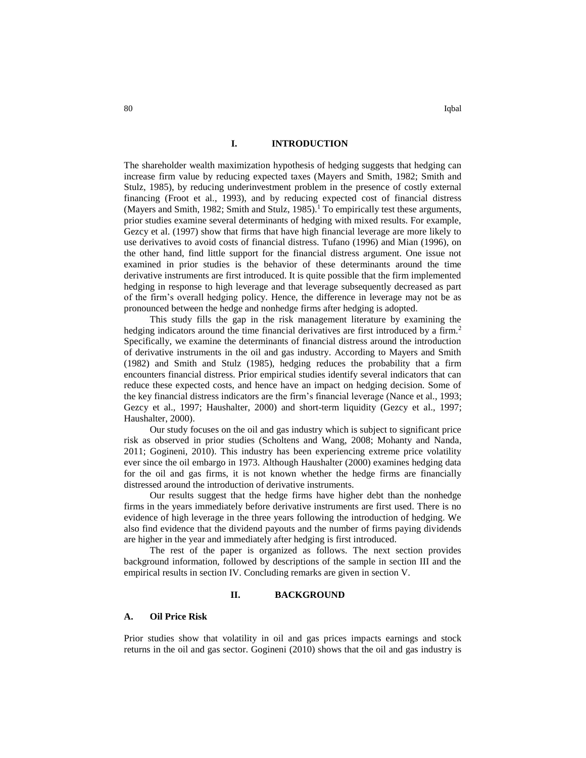## I. INTRODUCTION

The shareholder wealth maximization hypothesis of hedging suggests that hedging can increase firm value by reducing expected taxes (Mayers and Smith, 1982; Smith and Stulz, 1985), by reducing underinvestment problem in the presence of costly external financing (Froot et al., 1993), and by reducing expected cost of financial distress (Mayers and Smith, 1982; Smith and Stulz, 1985).[1] To empirically test these arguments, prior studies examine several determinants of hedging with mixed results. For example, Gezcy et al. (1997) show that firms that have high financial leverage are more likely to use derivatives to avoid costs of financial distress. Tufano (1996) and Mian (1996), on the other hand, find little support for the financial distress argument. One issue not examined in prior studies is the behavior of these determinants around the time derivative instruments are first introduced. It is quite possible that the firm implemented hedging in response to high leverage and that leverage subsequently decreased as part of the firm's overall hedging policy. Hence, the difference in leverage may not be as pronounced between the hedge and nonhedge firms after hedging is adopted.

This study fills the gap in the risk management literature by examining the hedging indicators around the time financial derivatives are first introduced by a firm.[2] Specifically, we examine the determinants of financial distress around the introduction of derivative instruments in the oil and gas industry. According to Mayers and Smith (1982) and Smith and Stulz (1985), hedging reduces the probability that a firm encounters financial distress. Prior empirical studies identify several indicators that can reduce these expected costs, and hence have an impact on hedging decision. Some of the key financial distress indicators are the firm's financial leverage (Nance et al., 1993; Gezcy et al., 1997; Haushalter, 2000) and short-term liquidity (Gezcy et al., 1997; Haushalter, 2000).

Our study focuses on the oil and gas industry which is subject to significant price risk as observed in prior studies (Scholtens and Wang, 2008; Mohanty and Nanda, 2011; Gogineni, 2010). This industry has been experiencing extreme price volatility ever since the oil embargo in 1973. Although Haushalter (2000) examines hedging data for the oil and gas firms, it is not known whether the hedge firms are financially distressed around the introduction of derivative instruments.

Our results suggest that the hedge firms have higher debt than the nonhedge firms in the years immediately before derivative instruments are first used. There is no evidence of high leverage in the three years following the introduction of hedging. We also find evidence that the dividend payouts and the number of firms paying dividends are higher in the year and immediately after hedging is first introduced.

The rest of the paper is organized as follows. The next section provides background information, followed by descriptions of the sample in section III and the empirical results in section IV. Concluding remarks are given in section V.

## II. BACKGROUND

### A. Oil Price Risk

Prior studies show that volatility in oil and gas prices impacts earnings and stock returns in the oil and gas sector. Gogineni (2010) shows that the oil and gas industry is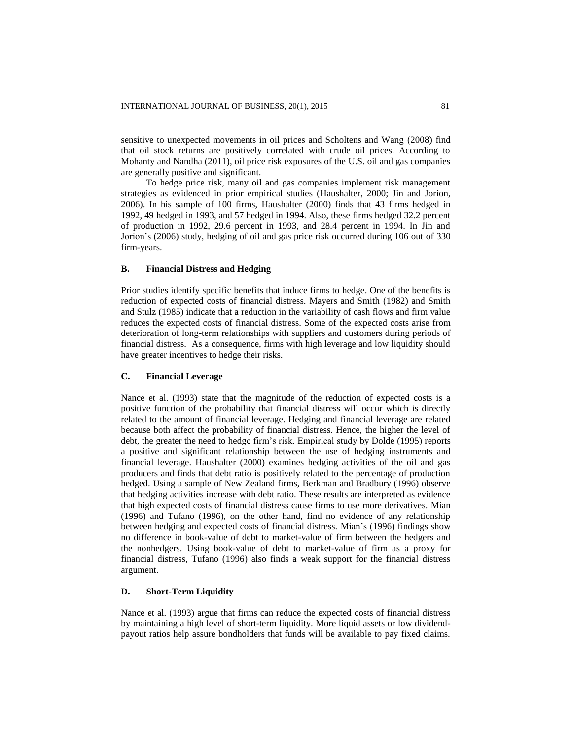sensitive to unexpected movements in oil prices and Scholtens and Wang (2008) find that oil stock returns are positively correlated with crude oil prices. According to Mohanty and Nandha (2011), oil price risk exposures of the U.S. oil and gas companies are generally positive and significant.

To hedge price risk, many oil and gas companies implement risk management strategies as evidenced in prior empirical studies (Haushalter, 2000; Jin and Jorion, 2006). In his sample of 100 firms, Haushalter (2000) finds that 43 firms hedged in 1992, 49 hedged in 1993, and 57 hedged in 1994. Also, these firms hedged 32.2 percent of production in 1992, 29.6 percent in 1993, and 28.4 percent in 1994. In Jin and Jorion's (2006) study, hedging of oil and gas price risk occurred during 106 out of 330 firm-years.

### B. Financial Distress and Hedging

Prior studies identify specific benefits that induce firms to hedge. One of the benefits is reduction of expected costs of financial distress. Mayers and Smith (1982) and Smith and Stulz (1985) indicate that a reduction in the variability of cash flows and firm value reduces the expected costs of financial distress. Some of the expected costs arise from deterioration of long-term relationships with suppliers and customers during periods of financial distress. As a consequence, firms with high leverage and low liquidity should have greater incentives to hedge their risks.

### C. Financial Leverage

Nance et al. (1993) state that the magnitude of the reduction of expected costs is a positive function of the probability that financial distress will occur which is directly related to the amount of financial leverage. Hedging and financial leverage are related because both affect the probability of financial distress. Hence, the higher the level of debt, the greater the need to hedge firm's risk. Empirical study by Dolde (1995) reports a positive and significant relationship between the use of hedging instruments and financial leverage. Haushalter (2000) examines hedging activities of the oil and gas producers and finds that debt ratio is positively related to the percentage of production hedged. Using a sample of New Zealand firms, Berkman and Bradbury (1996) observe that hedging activities increase with debt ratio. These results are interpreted as evidence that high expected costs of financial distress cause firms to use more derivatives. Mian (1996) and Tufano (1996), on the other hand, find no evidence of any relationship between hedging and expected costs of financial distress. Mian's (1996) findings show no difference in book-value of debt to market-value of firm between the hedgers and the nonhedgers. Using book-value of debt to market-value of firm as a proxy for financial distress, Tufano (1996) also finds a weak support for the financial distress argument.

### D. Short-Term Liquidity

Nance et al. (1993) argue that firms can reduce the expected costs of financial distress by maintaining a high level of short-term liquidity. More liquid assets or low dividend-payout ratios help assure bondholders that funds will be available to pay fixed claims.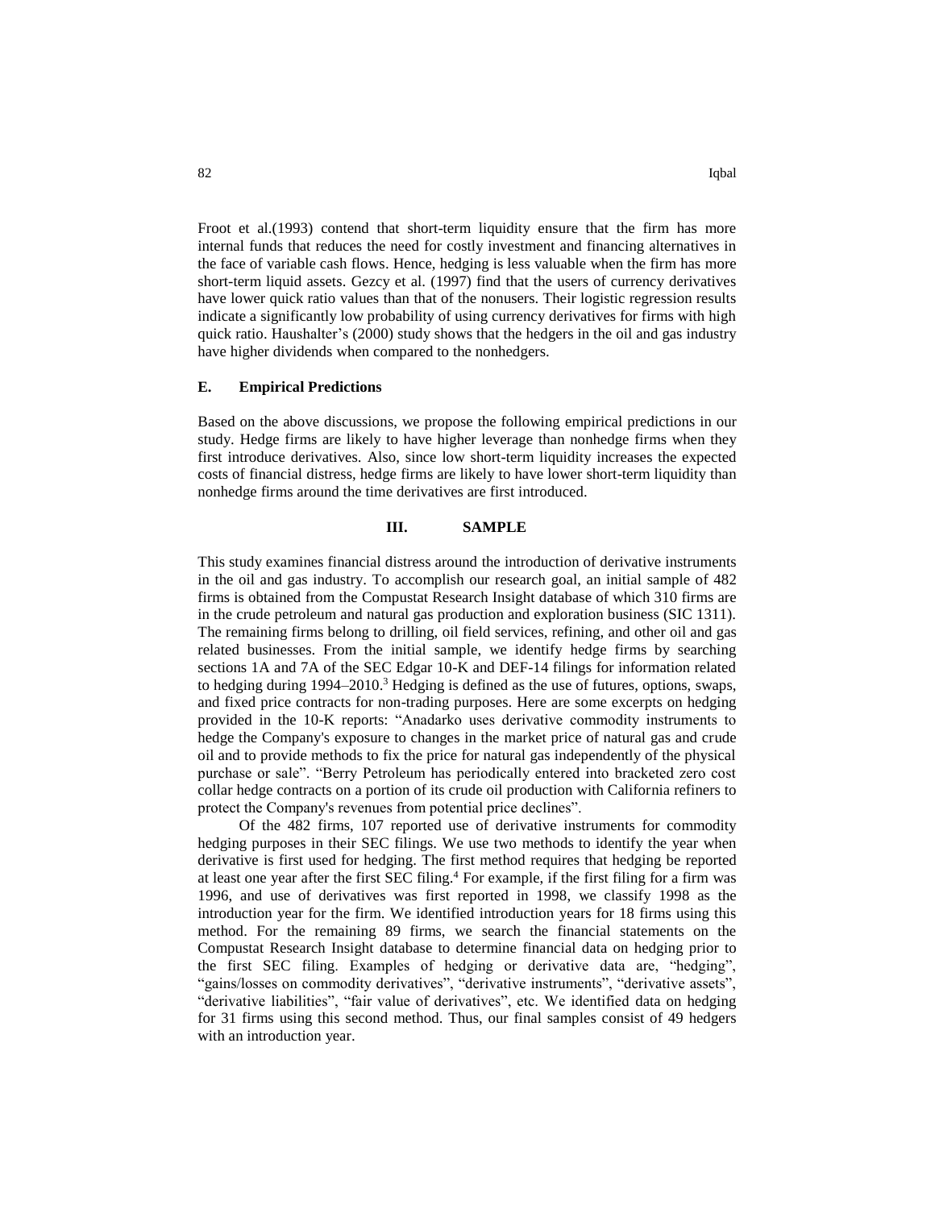Froot et al.(1993) contend that short-term liquidity ensure that the firm has more internal funds that reduces the need for costly investment and financing alternatives in the face of variable cash flows. Hence, hedging is less valuable when the firm has more short-term liquid assets. Gezcy et al. (1997) find that the users of currency derivatives have lower quick ratio values than that of the nonusers. Their logistic regression results indicate a significantly low probability of using currency derivatives for firms with high quick ratio. Haushalter's (2000) study shows that the hedgers in the oil and gas industry have higher dividends when compared to the nonhedgers.

### E. Empirical Predictions

Based on the above discussions, we propose the following empirical predictions in our study. Hedge firms are likely to have higher leverage than nonhedge firms when they first introduce derivatives. Also, since low short-term liquidity increases the expected costs of financial distress, hedge firms are likely to have lower short-term liquidity than nonhedge firms around the time derivatives are first introduced.

## III. SAMPLE

This study examines financial distress around the introduction of derivative instruments in the oil and gas industry. To accomplish our research goal, an initial sample of 482 firms is obtained from the Compustat Research Insight database of which 310 firms are in the crude petroleum and natural gas production and exploration business (SIC 1311). The remaining firms belong to drilling, oil field services, refining, and other oil and gas related businesses. From the initial sample, we identify hedge firms by searching sections 1A and 7A of the SEC Edgar 10-K and DEF-14 filings for information related to hedging during 1994–2010.[3] Hedging is defined as the use of futures, options, swaps, and fixed price contracts for non-trading purposes. Here are some excerpts on hedging provided in the 10-K reports: "Anadarko uses derivative commodity instruments to hedge the Company's exposure to changes in the market price of natural gas and crude oil and to provide methods to fix the price for natural gas independently of the physical purchase or sale". "Berry Petroleum has periodically entered into bracketed zero cost collar hedge contracts on a portion of its crude oil production with California refiners to protect the Company's revenues from potential price declines".

Of the 482 firms, 107 reported use of derivative instruments for commodity hedging purposes in their SEC filings. We use two methods to identify the year when derivative is first used for hedging. The first method requires that hedging be reported at least one year after the first SEC filing.[4] For example, if the first filing for a firm was 1996, and use of derivatives was first reported in 1998, we classify 1998 as the introduction year for the firm. We identified introduction years for 18 firms using this method. For the remaining 89 firms, we search the financial statements on the Compustat Research Insight database to determine financial data on hedging prior to the first SEC filing. Examples of hedging or derivative data are, "hedging", "gains/losses on commodity derivatives", "derivative instruments", "derivative assets", "derivative liabilities", "fair value of derivatives", etc. We identified data on hedging for 31 firms using this second method. Thus, our final samples consist of 49 hedgers with an introduction year.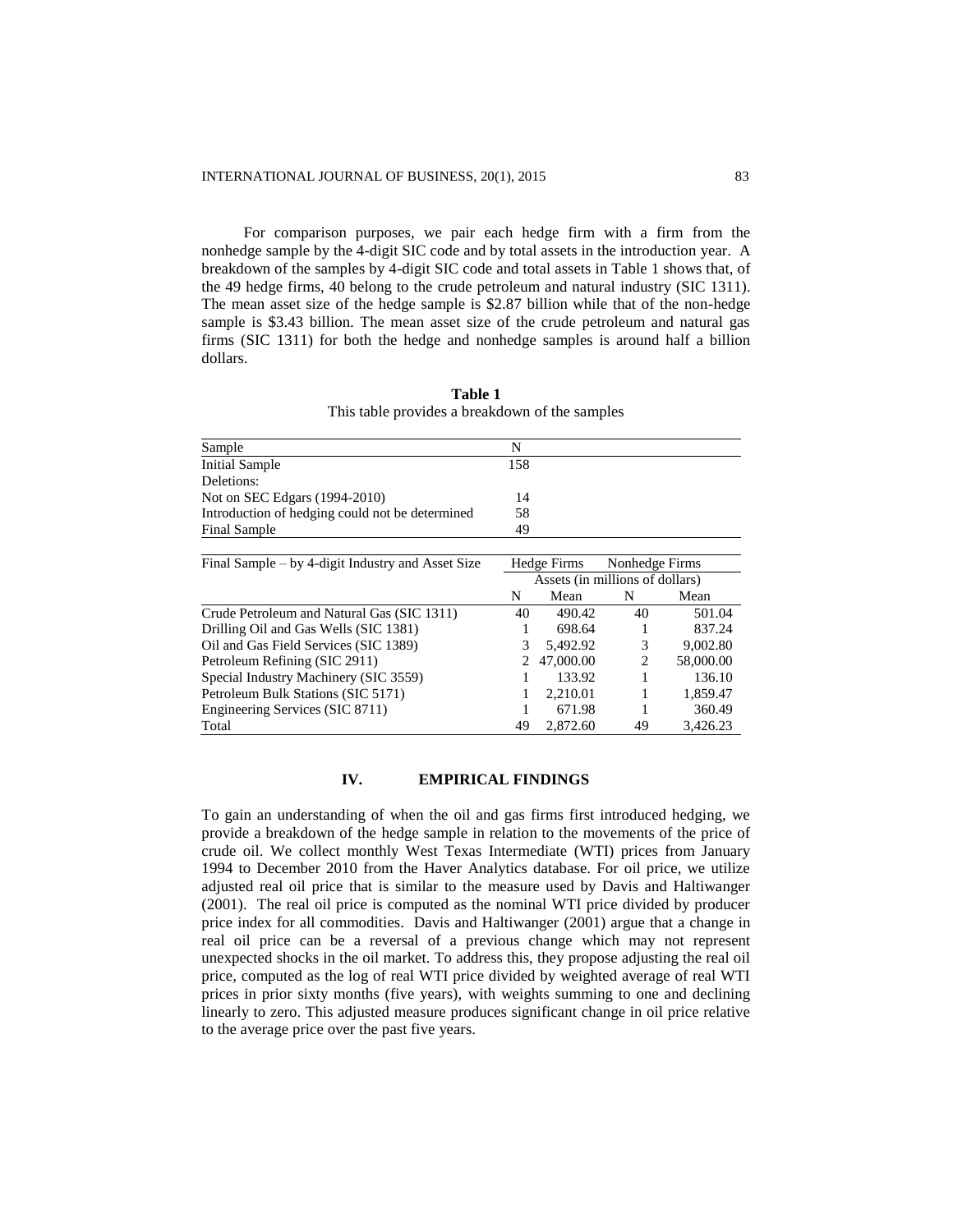For comparison purposes, we pair each hedge firm with a firm from the nonhedge sample by the 4-digit SIC code and by total assets in the introduction year. A breakdown of the samples by 4-digit SIC code and total assets in Table 1 shows that, of the 49 hedge firms, 40 belong to the crude petroleum and natural industry (SIC 1311). The mean asset size of the hedge sample is $2.87 billion while that of the non-hedge sample is $3.43 billion. The mean asset size of the crude petroleum and natural gas firms (SIC 1311) for both the hedge and nonhedge samples is around half a billion dollars.

**Table 1**
This table provides a breakdown of the samples

| Sample | N |
|---|---|
| Initial Sample | 158 |
| Deletions: | |
| Not on SEC Edgars (1994-2010) | 14 |
| Introduction of hedging could not be determined | 58 |
| Final Sample | 49 |

| Final Sample – by 4-digit Industry and Asset Size | Hedge Firms | | Nonhedge Firms | |
|---|---|---|---|---|
| | Assets (in millions of dollars) | | | |
| | N | Mean | N | Mean |
| Crude Petroleum and Natural Gas (SIC 1311) | 40 | 490.42 | 40 | 501.04 |
| Drilling Oil and Gas Wells (SIC 1381) | 1 | 698.64 | 1 | 837.24 |
| Oil and Gas Field Services (SIC 1389) | 3 | 5,492.92 | 3 | 9,002.80 |
| Petroleum Refining (SIC 2911) | 2 | 47,000.00 | 2 | 58,000.00 |
| Special Industry Machinery (SIC 3559) | 1 | 133.92 | 1 | 136.10 |
| Petroleum Bulk Stations (SIC 5171) | 1 | 2,210.01 | 1 | 1,859.47 |
| Engineering Services (SIC 8711) | 1 | 671.98 | 1 | 360.49 |
| Total | 49 | 2,872.60 | 49 | 3,426.23 |

## IV. EMPIRICAL FINDINGS

To gain an understanding of when the oil and gas firms first introduced hedging, we provide a breakdown of the hedge sample in relation to the movements of the price of crude oil. We collect monthly West Texas Intermediate (WTI) prices from January 1994 to December 2010 from the Haver Analytics database. For oil price, we utilize adjusted real oil price that is similar to the measure used by Davis and Haltiwanger (2001). The real oil price is computed as the nominal WTI price divided by producer price index for all commodities. Davis and Haltiwanger (2001) argue that a change in real oil price can be a reversal of a previous change which may not represent unexpected shocks in the oil market. To address this, they propose adjusting the real oil price, computed as the log of real WTI price divided by weighted average of real WTI prices in prior sixty months (five years), with weights summing to one and declining linearly to zero. This adjusted measure produces significant change in oil price relative to the average price over the past five years.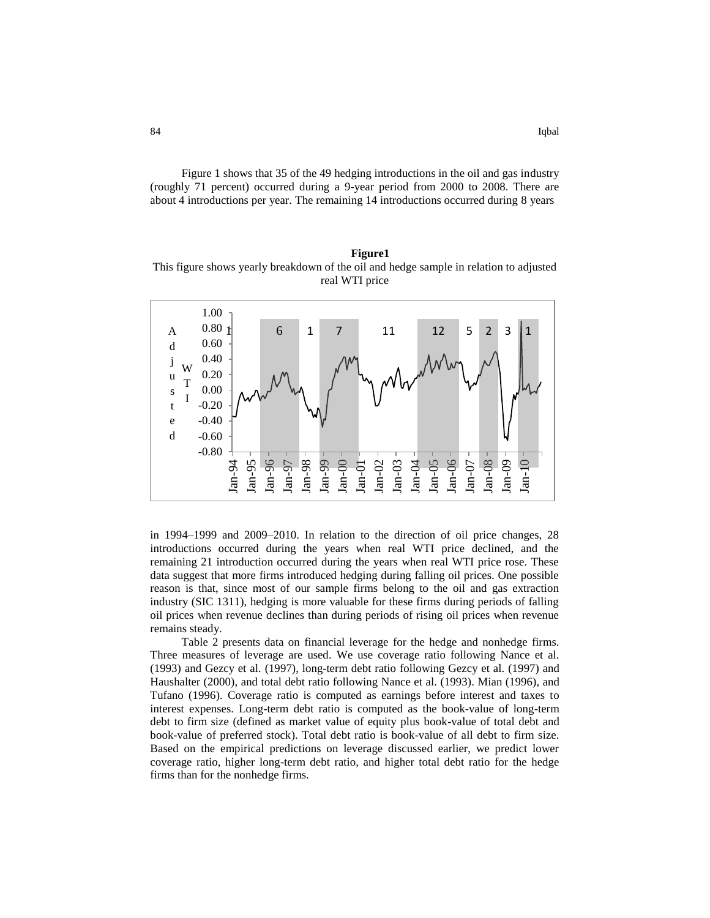Figure 1 shows that 35 of the 49 hedging introductions in the oil and gas industry (roughly 71 percent) occurred during a 9-year period from 2000 to 2008. There are about 4 introductions per year. The remaining 14 introductions occurred during 8 years

**Figure1**

This figure shows yearly breakdown of the oil and hedge sample in relation to adjusted real WTI price

in 1994–1999 and 2009–2010. In relation to the direction of oil price changes, 28 introductions occurred during the years when real WTI price declined, and the remaining 21 introduction occurred during the years when real WTI price rose. These data suggest that more firms introduced hedging during falling oil prices. One possible reason is that, since most of our sample firms belong to the oil and gas extraction industry (SIC 1311), hedging is more valuable for these firms during periods of falling oil prices when revenue declines than during periods of rising oil prices when revenue remains steady.

Table 2 presents data on financial leverage for the hedge and nonhedge firms. Three measures of leverage are used. We use coverage ratio following Nance et al. (1993) and Gezcy et al. (1997), long-term debt ratio following Gezcy et al. (1997) and Haushalter (2000), and total debt ratio following Nance et al. (1993). Mian (1996), and Tufano (1996). Coverage ratio is computed as earnings before interest and taxes to interest expenses. Long-term debt ratio is computed as the book-value of long-term debt to firm size (defined as market value of equity plus book-value of total debt and book-value of preferred stock). Total debt ratio is book-value of all debt to firm size. Based on the empirical predictions on leverage discussed earlier, we predict lower coverage ratio, higher long-term debt ratio, and higher total debt ratio for the hedge firms than for the nonhedge firms.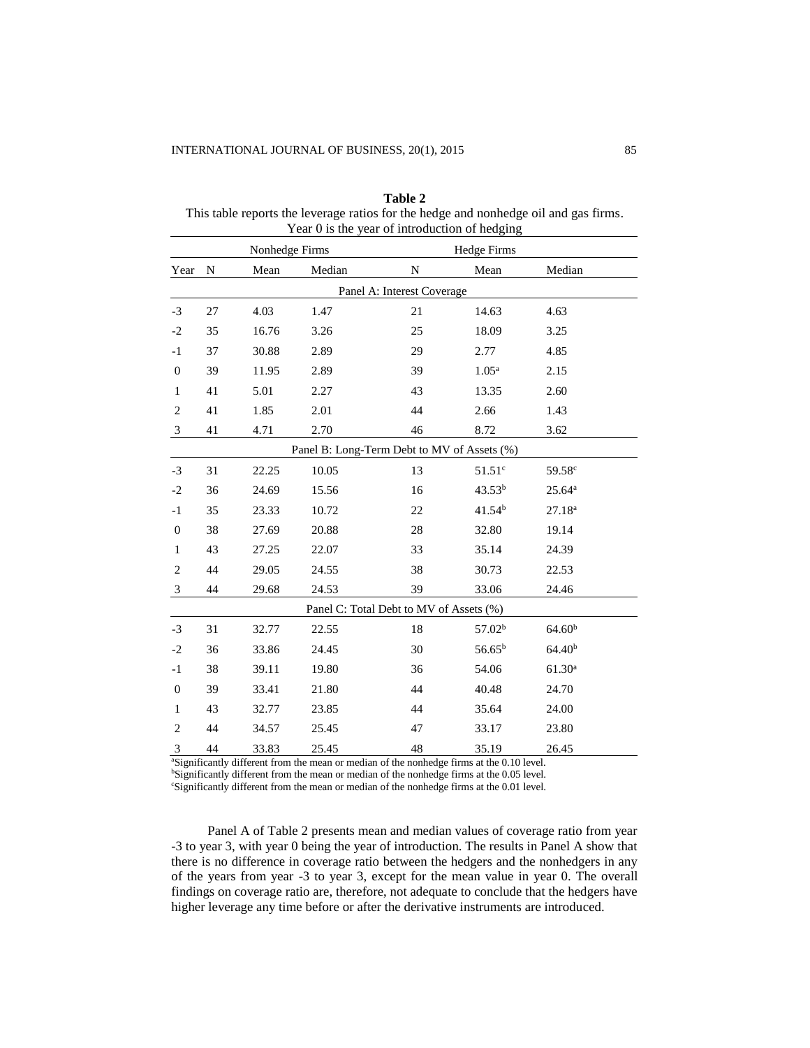**Table 2**

This table reports the leverage ratios for the hedge and nonhedge oil and gas firms. Year 0 is the year of introduction of hedging

| | Nonhedge Firms | | | Hedge Firms | | |
|---|---|---|---|---|---|---|
| Year | N | Mean | Median | N | Mean | Median |
| | | | Panel A: Interest Coverage | | | |
| -3 | 27 | 4.03 | 1.47 | 21 | 14.63 | 4.63 |
| -2 | 35 | 16.76 | 3.26 | 25 | 18.09 | 3.25 |
| -1 | 37 | 30.88 | 2.89 | 29 | 2.77 | 4.85 |
| 0 | 39 | 11.95 | 2.89 | 39 | 1.05[a] | 2.15 |
| 1 | 41 | 5.01 | 2.27 | 43 | 13.35 | 2.60 |
| 2 | 41 | 1.85 | 2.01 | 44 | 2.66 | 1.43 |
| 3 | 41 | 4.71 | 2.70 | 46 | 8.72 | 3.62 |
| | | | Panel B: Long-Term Debt to MV of Assets (%) | | | |
| -3 | 31 | 22.25 | 10.05 | 13 | 51.51[c] | 59.58[c] |
| -2 | 36 | 24.69 | 15.56 | 16 | 43.53[b] | 25.64[a] |
| -1 | 35 | 23.33 | 10.72 | 22 | 41.54[b] | 27.18[a] |
| 0 | 38 | 27.69 | 20.88 | 28 | 32.80 | 19.14 |
| 1 | 43 | 27.25 | 22.07 | 33 | 35.14 | 24.39 |
| 2 | 44 | 29.05 | 24.55 | 38 | 30.73 | 22.53 |
| 3 | 44 | 29.68 | 24.53 | 39 | 33.06 | 24.46 |
| | | | Panel C: Total Debt to MV of Assets (%) | | | |
| -3 | 31 | 32.77 | 22.55 | 18 | 57.02[b] | 64.60[b] |
| -2 | 36 | 33.86 | 24.45 | 30 | 56.65[b] | 64.40[b] |
| -1 | 38 | 39.11 | 19.80 | 36 | 54.06 | 61.30[a] |
| 0 | 39 | 33.41 | 21.80 | 44 | 40.48 | 24.70 |
| 1 | 43 | 32.77 | 23.85 | 44 | 35.64 | 24.00 |
| 2 | 44 | 34.57 | 25.45 | 47 | 33.17 | 23.80 |
| 3 | 44 | 33.83 | 25.45 | 48 | 35.19 | 26.45 |

[a]Significantly different from the mean or median of the nonhedge firms at the 0.10 level.
[b]Significantly different from the mean or median of the nonhedge firms at the 0.05 level.
[c]Significantly different from the mean or median of the nonhedge firms at the 0.01 level.

Panel A of Table 2 presents mean and median values of coverage ratio from year -3 to year 3, with year 0 being the year of introduction. The results in Panel A show that there is no difference in coverage ratio between the hedgers and the nonhedgers in any of the years from year -3 to year 3, except for the mean value in year 0. The overall findings on coverage ratio are, therefore, not adequate to conclude that the hedgers have higher leverage any time before or after the derivative instruments are introduced.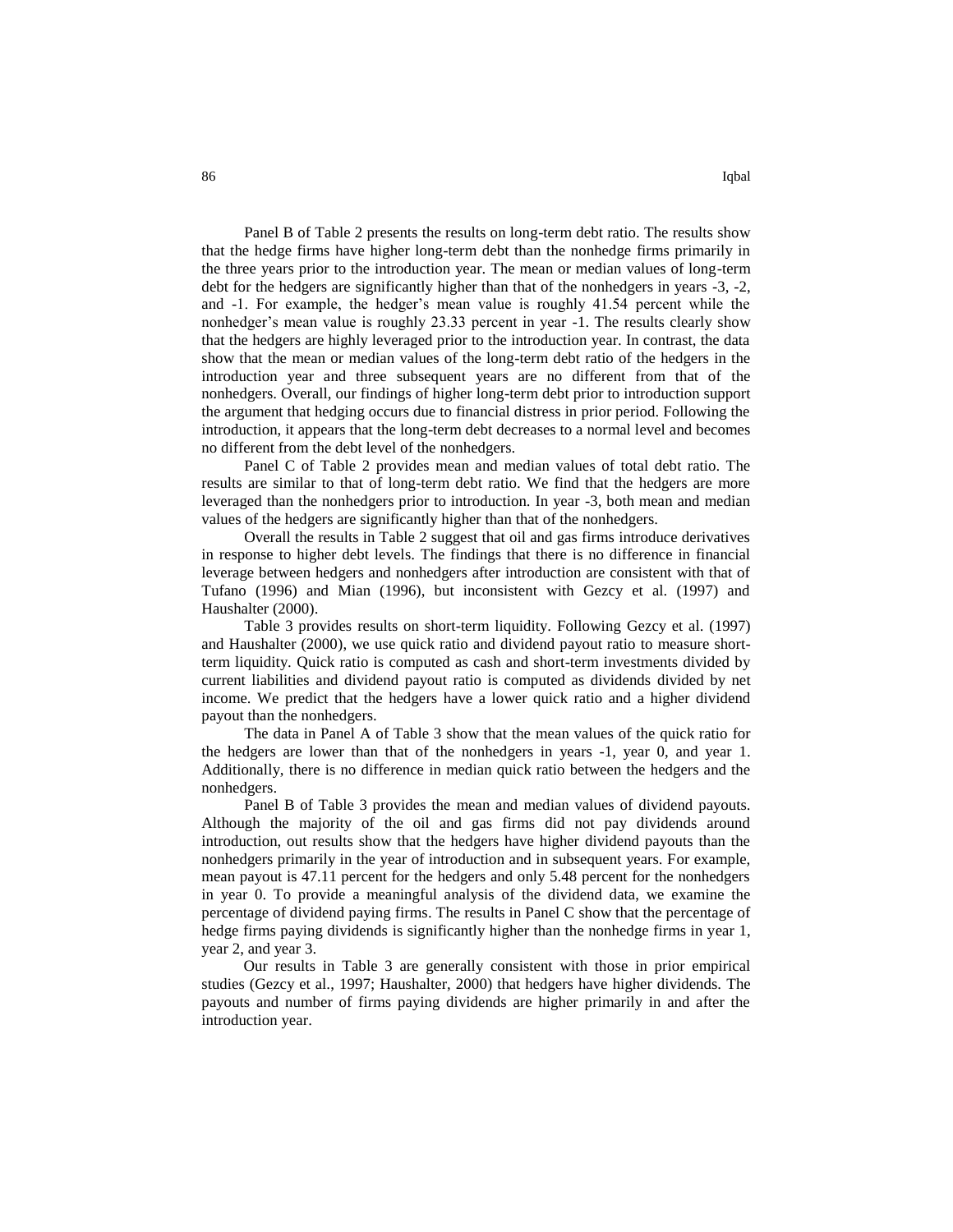Panel B of Table 2 presents the results on long-term debt ratio. The results show that the hedge firms have higher long-term debt than the nonhedge firms primarily in the three years prior to the introduction year. The mean or median values of long-term debt for the hedgers are significantly higher than that of the nonhedgers in years -3, -2, and -1. For example, the hedger's mean value is roughly 41.54 percent while the nonhedger's mean value is roughly 23.33 percent in year -1. The results clearly show that the hedgers are highly leveraged prior to the introduction year. In contrast, the data show that the mean or median values of the long-term debt ratio of the hedgers in the introduction year and three subsequent years are no different from that of the nonhedgers. Overall, our findings of higher long-term debt prior to introduction support the argument that hedging occurs due to financial distress in prior period. Following the introduction, it appears that the long-term debt decreases to a normal level and becomes no different from the debt level of the nonhedgers.

Panel C of Table 2 provides mean and median values of total debt ratio. The results are similar to that of long-term debt ratio. We find that the hedgers are more leveraged than the nonhedgers prior to introduction. In year -3, both mean and median values of the hedgers are significantly higher than that of the nonhedgers.

Overall the results in Table 2 suggest that oil and gas firms introduce derivatives in response to higher debt levels. The findings that there is no difference in financial leverage between hedgers and nonhedgers after introduction are consistent with that of Tufano (1996) and Mian (1996), but inconsistent with Gezcy et al. (1997) and Haushalter (2000).

Table 3 provides results on short-term liquidity. Following Gezcy et al. (1997) and Haushalter (2000), we use quick ratio and dividend payout ratio to measure short-term liquidity. Quick ratio is computed as cash and short-term investments divided by current liabilities and dividend payout ratio is computed as dividends divided by net income. We predict that the hedgers have a lower quick ratio and a higher dividend payout than the nonhedgers.

The data in Panel A of Table 3 show that the mean values of the quick ratio for the hedgers are lower than that of the nonhedgers in years -1, year 0, and year 1. Additionally, there is no difference in median quick ratio between the hedgers and the nonhedgers.

Panel B of Table 3 provides the mean and median values of dividend payouts. Although the majority of the oil and gas firms did not pay dividends around introduction, out results show that the hedgers have higher dividend payouts than the nonhedgers primarily in the year of introduction and in subsequent years. For example, mean payout is 47.11 percent for the hedgers and only 5.48 percent for the nonhedgers in year 0. To provide a meaningful analysis of the dividend data, we examine the percentage of dividend paying firms. The results in Panel C show that the percentage of hedge firms paying dividends is significantly higher than the nonhedge firms in year 1, year 2, and year 3.

Our results in Table 3 are generally consistent with those in prior empirical studies (Gezcy et al., 1997; Haushalter, 2000) that hedgers have higher dividends. The payouts and number of firms paying dividends are higher primarily in and after the introduction year.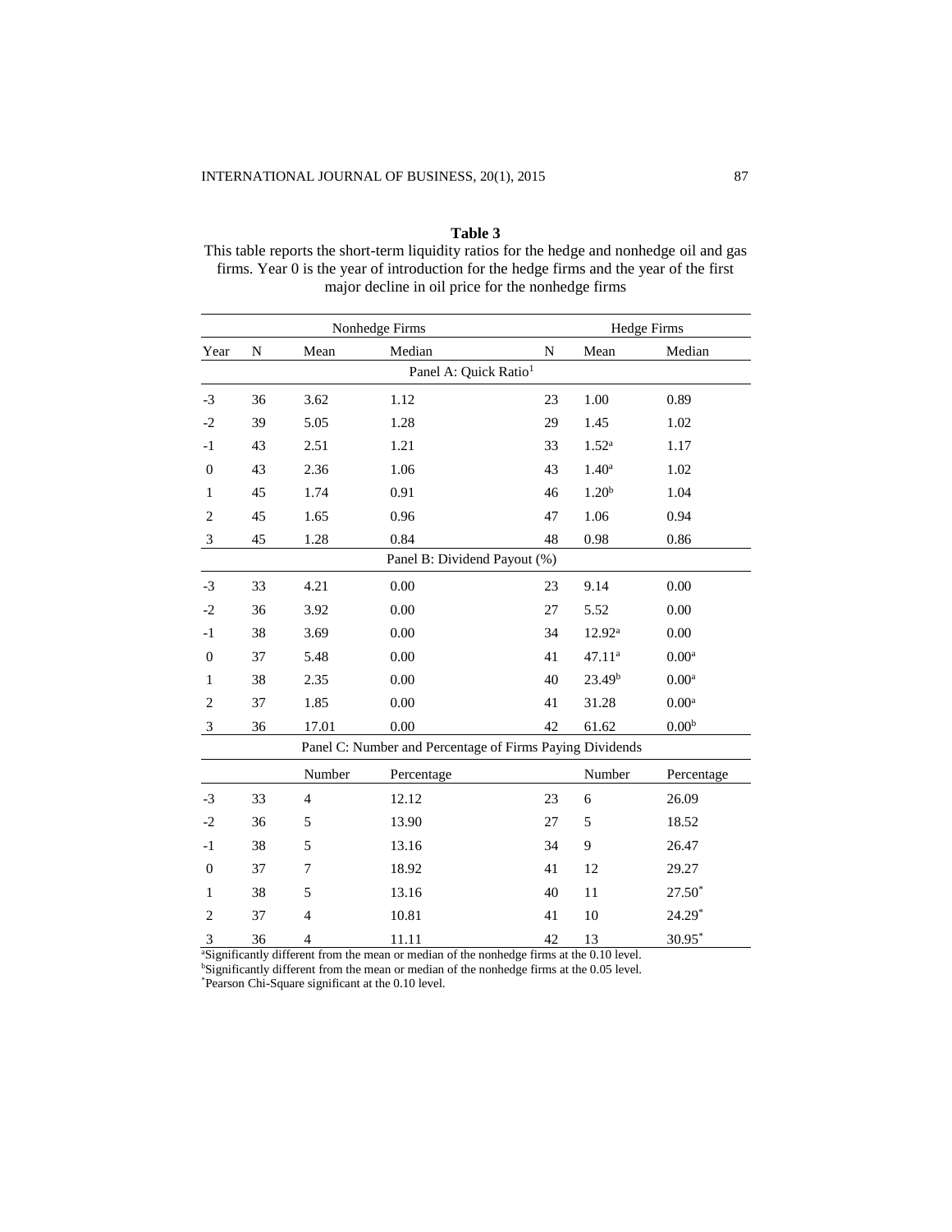**Table 3**

This table reports the short-term liquidity ratios for the hedge and nonhedge oil and gas firms. Year 0 is the year of introduction for the hedge firms and the year of the first major decline in oil price for the nonhedge firms

| | Nonhedge Firms | | | Hedge Firms | | |
|---|---|---|---|---|---|---|
| Year | N | Mean | Median | N | Mean | Median |
| | | | **Panel A: Quick Ratio[1]** | | | |
| -3 | 36 | 3.62 | 1.12 | 23 | 1.00 | 0.89 |
| -2 | 39 | 5.05 | 1.28 | 29 | 1.45 | 1.02 |
| -1 | 43 | 2.51 | 1.21 | 33 | 1.52[a] | 1.17 |
| 0 | 43 | 2.36 | 1.06 | 43 | 1.40[a] | 1.02 |
| 1 | 45 | 1.74 | 0.91 | 46 | 1.20[b] | 1.04 |
| 2 | 45 | 1.65 | 0.96 | 47 | 1.06 | 0.94 |
| 3 | 45 | 1.28 | 0.84 | 48 | 0.98 | 0.86 |
| | | | **Panel B: Dividend Payout (%)** | | | |
| -3 | 33 | 4.21 | 0.00 | 23 | 9.14 | 0.00 |
| -2 | 36 | 3.92 | 0.00 | 27 | 5.52 | 0.00 |
| -1 | 38 | 3.69 | 0.00 | 34 | 12.92[a] | 0.00 |
| 0 | 37 | 5.48 | 0.00 | 41 | 47.11[a] | 0.00[a] |
| 1 | 38 | 2.35 | 0.00 | 40 | 23.49[b] | 0.00[a] |
| 2 | 37 | 1.85 | 0.00 | 41 | 31.28 | 0.00[a] |
| 3 | 36 | 17.01 | 0.00 | 42 | 61.62 | 0.00[b] |
| | | | **Panel C: Number and Percentage of Firms Paying Dividends** | | | |
| | | Number | Percentage | | Number | Percentage |
| -3 | 33 | 4 | 12.12 | 23 | 6 | 26.09 |
| -2 | 36 | 5 | 13.90 | 27 | 5 | 18.52 |
| -1 | 38 | 5 | 13.16 | 34 | 9 | 26.47 |
| 0 | 37 | 7 | 18.92 | 41 | 12 | 29.27 |
| 1 | 38 | 5 | 13.16 | 40 | 11 | 27.50* |
| 2 | 37 | 4 | 10.81 | 41 | 10 | 24.29* |
| 3 | 36 | 4 | 11.11 | 42 | 13 | 30.95* |

[a]Significantly different from the mean or median of the nonhedge firms at the 0.10 level.
[b]Significantly different from the mean or median of the nonhedge firms at the 0.05 level.
*Pearson Chi-Square significant at the 0.10 level.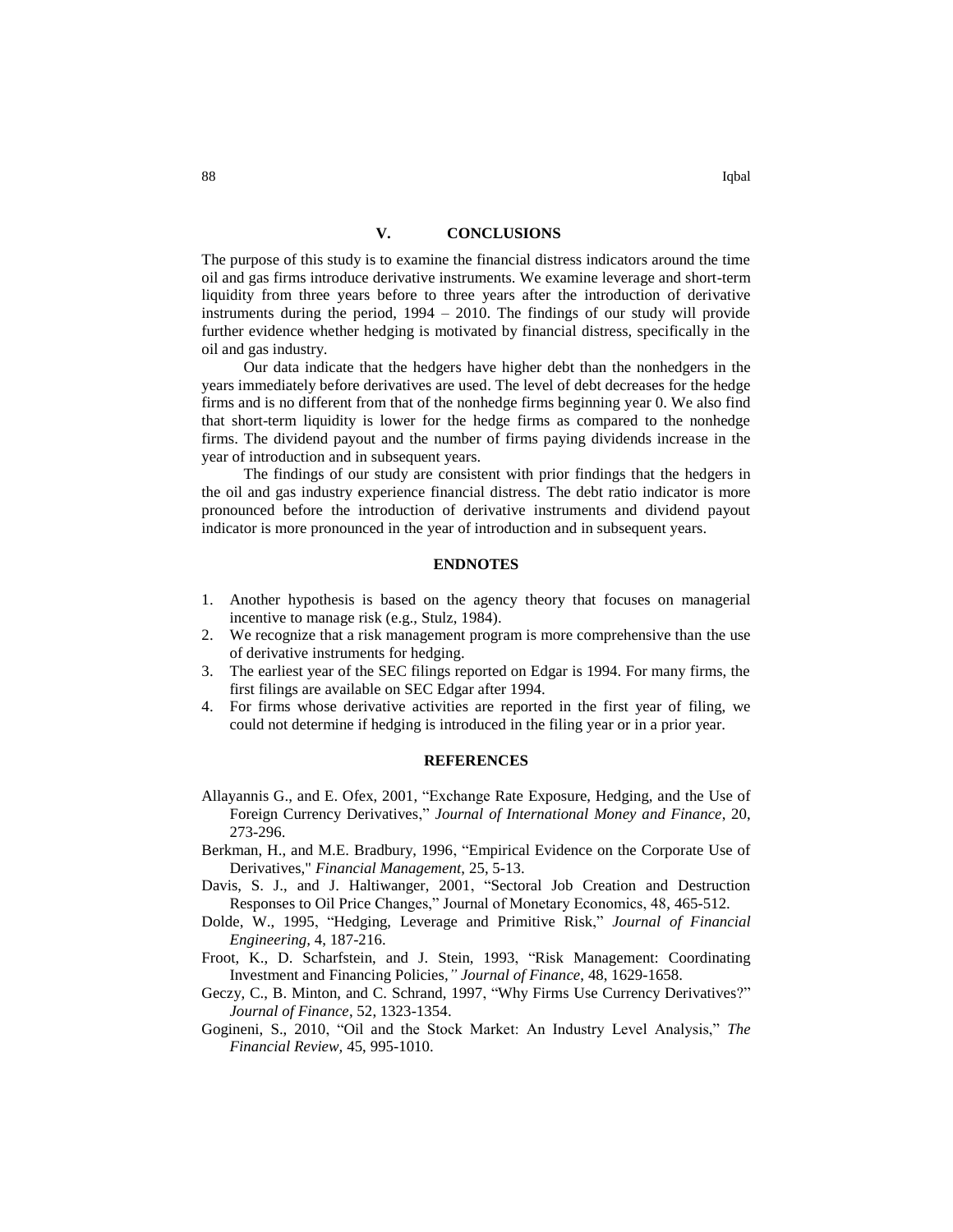## V. CONCLUSIONS

The purpose of this study is to examine the financial distress indicators around the time oil and gas firms introduce derivative instruments. We examine leverage and short-term liquidity from three years before to three years after the introduction of derivative instruments during the period, 1994 – 2010. The findings of our study will provide further evidence whether hedging is motivated by financial distress, specifically in the oil and gas industry.

Our data indicate that the hedgers have higher debt than the nonhedgers in the years immediately before derivatives are used. The level of debt decreases for the hedge firms and is no different from that of the nonhedge firms beginning year 0. We also find that short-term liquidity is lower for the hedge firms as compared to the nonhedge firms. The dividend payout and the number of firms paying dividends increase in the year of introduction and in subsequent years.

The findings of our study are consistent with prior findings that the hedgers in the oil and gas industry experience financial distress. The debt ratio indicator is more pronounced before the introduction of derivative instruments and dividend payout indicator is more pronounced in the year of introduction and in subsequent years.

## ENDNOTES

1. Another hypothesis is based on the agency theory that focuses on managerial incentive to manage risk (e.g., Stulz, 1984).
2. We recognize that a risk management program is more comprehensive than the use of derivative instruments for hedging.
3. The earliest year of the SEC filings reported on Edgar is 1994. For many firms, the first filings are available on SEC Edgar after 1994.
4. For firms whose derivative activities are reported in the first year of filing, we could not determine if hedging is introduced in the filing year or in a prior year.

## REFERENCES

Allayannis G., and E. Ofex, 2001, "Exchange Rate Exposure, Hedging, and the Use of Foreign Currency Derivatives," *Journal of International Money and Finance*, 20, 273-296.

Berkman, H., and M.E. Bradbury, 1996, "Empirical Evidence on the Corporate Use of Derivatives," *Financial Management*, 25, 5-13.

Davis, S. J., and J. Haltiwanger, 2001, "Sectoral Job Creation and Destruction Responses to Oil Price Changes," Journal of Monetary Economics, 48, 465-512.

Dolde, W., 1995, "Hedging, Leverage and Primitive Risk," *Journal of Financial Engineering*, 4, 187-216.

Froot, K., D. Scharfstein, and J. Stein, 1993, "Risk Management: Coordinating Investment and Financing Policies," *Journal of Finance*, 48, 1629-1658.

Geczy, C., B. Minton, and C. Schrand, 1997, "Why Firms Use Currency Derivatives?" *Journal of Finance*, 52, 1323-1354.

Gogineni, S., 2010, "Oil and the Stock Market: An Industry Level Analysis," *The Financial Review*, 45, 995-1010.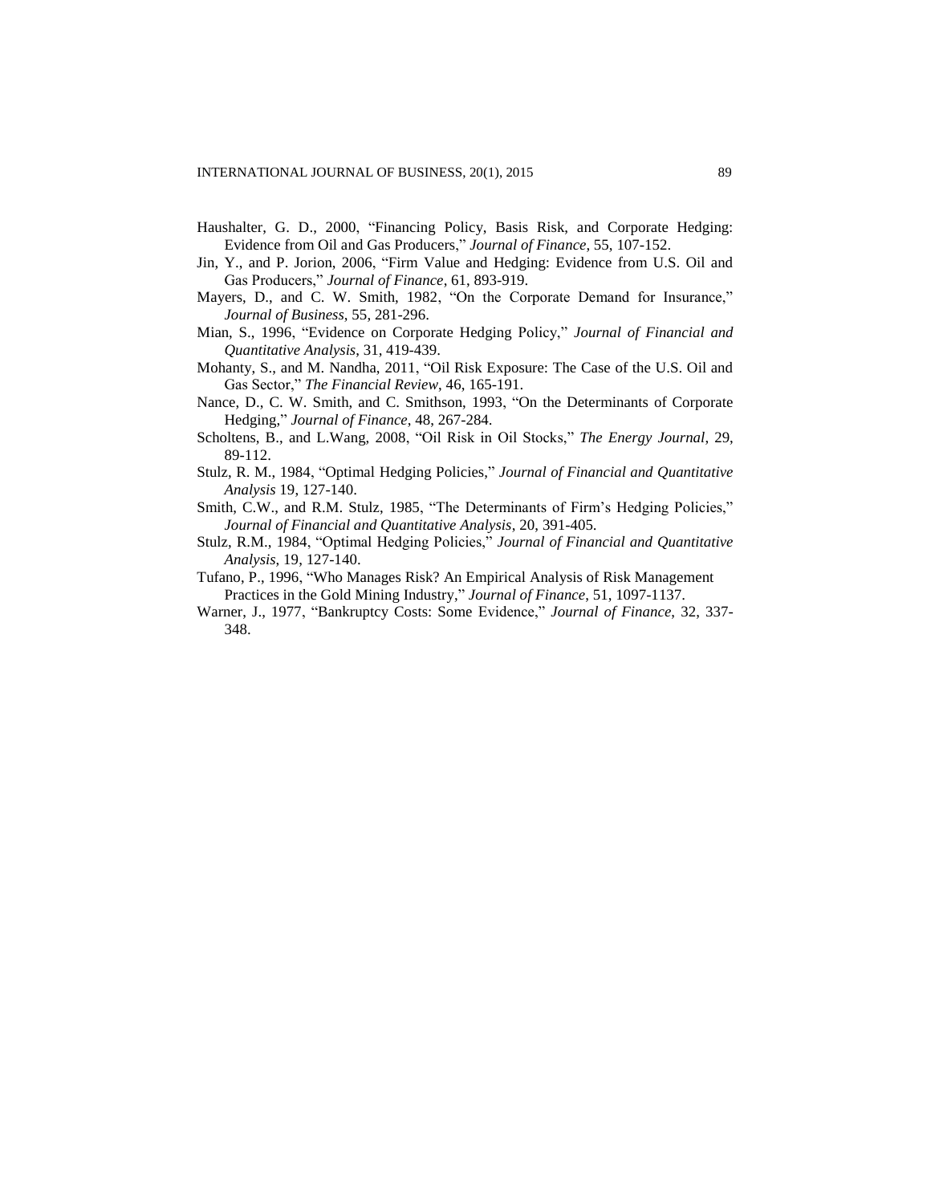Haushalter, G. D., 2000, "Financing Policy, Basis Risk, and Corporate Hedging: Evidence from Oil and Gas Producers," *Journal of Finance*, 55, 107-152.

Jin, Y., and P. Jorion, 2006, "Firm Value and Hedging: Evidence from U.S. Oil and Gas Producers," *Journal of Finance*, 61, 893-919.

Mayers, D., and C. W. Smith, 1982, "On the Corporate Demand for Insurance," *Journal of Business*, 55, 281-296.

Mian, S., 1996, "Evidence on Corporate Hedging Policy," *Journal of Financial and Quantitative Analysis*, 31, 419-439.

Mohanty, S., and M. Nandha, 2011, "Oil Risk Exposure: The Case of the U.S. Oil and Gas Sector," *The Financial Review*, 46, 165-191.

Nance, D., C. W. Smith, and C. Smithson, 1993, "On the Determinants of Corporate Hedging," *Journal of Finance*, 48, 267-284.

Scholtens, B., and L.Wang, 2008, "Oil Risk in Oil Stocks," *The Energy Journal*, 29, 89-112.

Stulz, R. M., 1984, "Optimal Hedging Policies," *Journal of Financial and Quantitative Analysis* 19, 127-140.

Smith, C.W., and R.M. Stulz, 1985, "The Determinants of Firm's Hedging Policies," *Journal of Financial and Quantitative Analysis*, 20, 391-405.

Stulz, R.M., 1984, "Optimal Hedging Policies," *Journal of Financial and Quantitative Analysis*, 19, 127-140.

Tufano, P., 1996, "Who Manages Risk? An Empirical Analysis of Risk Management Practices in the Gold Mining Industry," *Journal of Finance*, 51, 1097-1137.

Warner, J., 1977, "Bankruptcy Costs: Some Evidence," *Journal of Finance*, 32, 337-348.